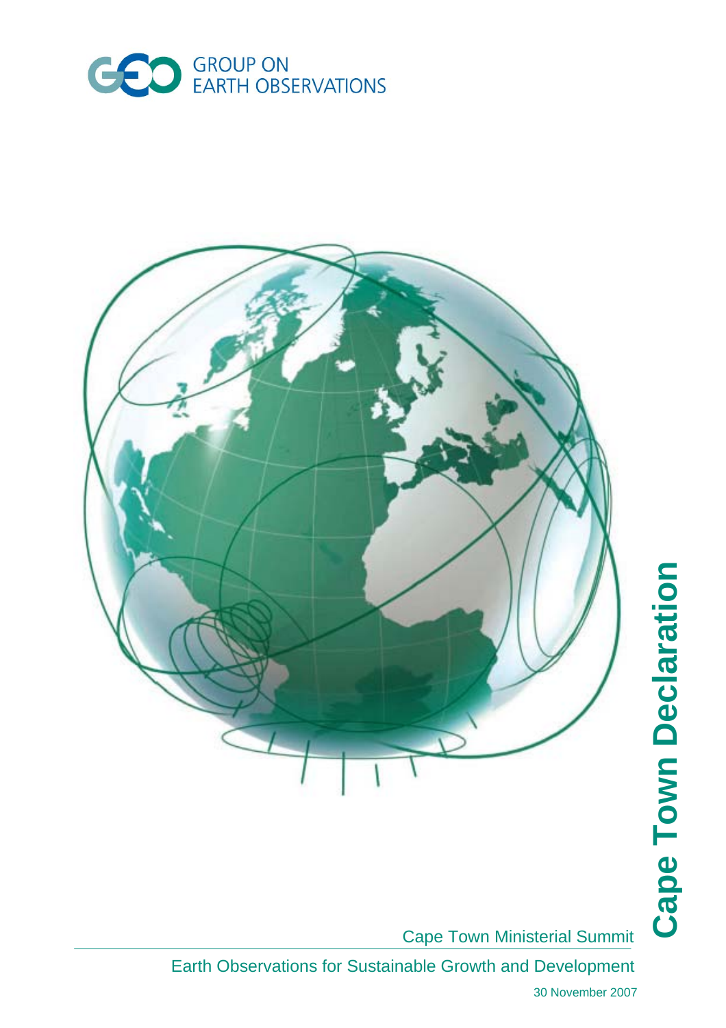GROUP ON EARTH OBSERVATIONS

# Cape Town Declaration

Cape Town Ministerial Summit

Earth Observations for Sustainable Growth and Development

30 November 2007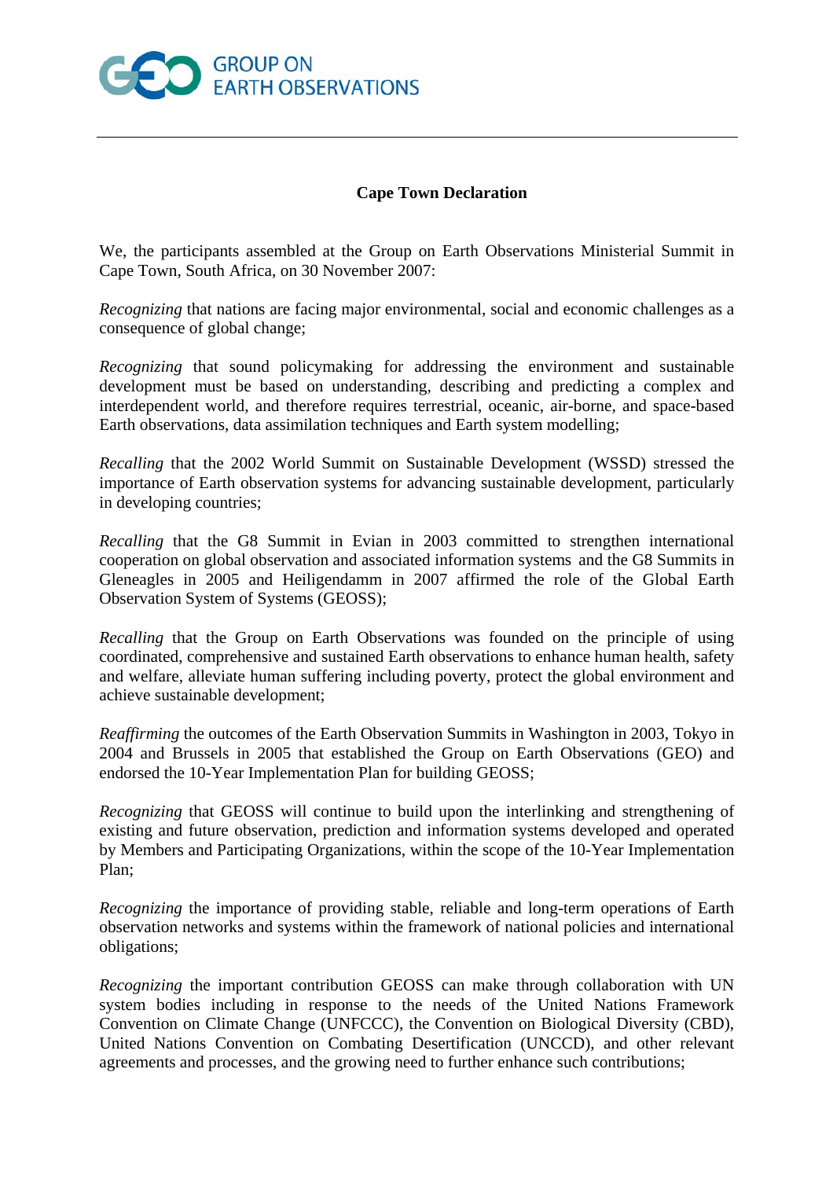GROUP ON EARTH OBSERVATIONS

## Cape Town Declaration

We, the participants assembled at the Group on Earth Observations Ministerial Summit in Cape Town, South Africa, on 30 November 2007:

*Recognizing* that nations are facing major environmental, social and economic challenges as a consequence of global change;

*Recognizing* that sound policymaking for addressing the environment and sustainable development must be based on understanding, describing and predicting a complex and interdependent world, and therefore requires terrestrial, oceanic, air-borne, and space-based Earth observations, data assimilation techniques and Earth system modelling;

*Recalling* that the 2002 World Summit on Sustainable Development (WSSD) stressed the importance of Earth observation systems for advancing sustainable development, particularly in developing countries;

*Recalling* that the G8 Summit in Evian in 2003 committed to strengthen international cooperation on global observation and associated information systems and the G8 Summits in Gleneagles in 2005 and Heiligendamm in 2007 affirmed the role of the Global Earth Observation System of Systems (GEOSS);

*Recalling* that the Group on Earth Observations was founded on the principle of using coordinated, comprehensive and sustained Earth observations to enhance human health, safety and welfare, alleviate human suffering including poverty, protect the global environment and achieve sustainable development;

*Reaffirming* the outcomes of the Earth Observation Summits in Washington in 2003, Tokyo in 2004 and Brussels in 2005 that established the Group on Earth Observations (GEO) and endorsed the 10-Year Implementation Plan for building GEOSS;

*Recognizing* that GEOSS will continue to build upon the interlinking and strengthening of existing and future observation, prediction and information systems developed and operated by Members and Participating Organizations, within the scope of the 10-Year Implementation Plan;

*Recognizing* the importance of providing stable, reliable and long-term operations of Earth observation networks and systems within the framework of national policies and international obligations;

*Recognizing* the important contribution GEOSS can make through collaboration with UN system bodies including in response to the needs of the United Nations Framework Convention on Climate Change (UNFCCC), the Convention on Biological Diversity (CBD), United Nations Convention on Combating Desertification (UNCCD), and other relevant agreements and processes, and the growing need to further enhance such contributions;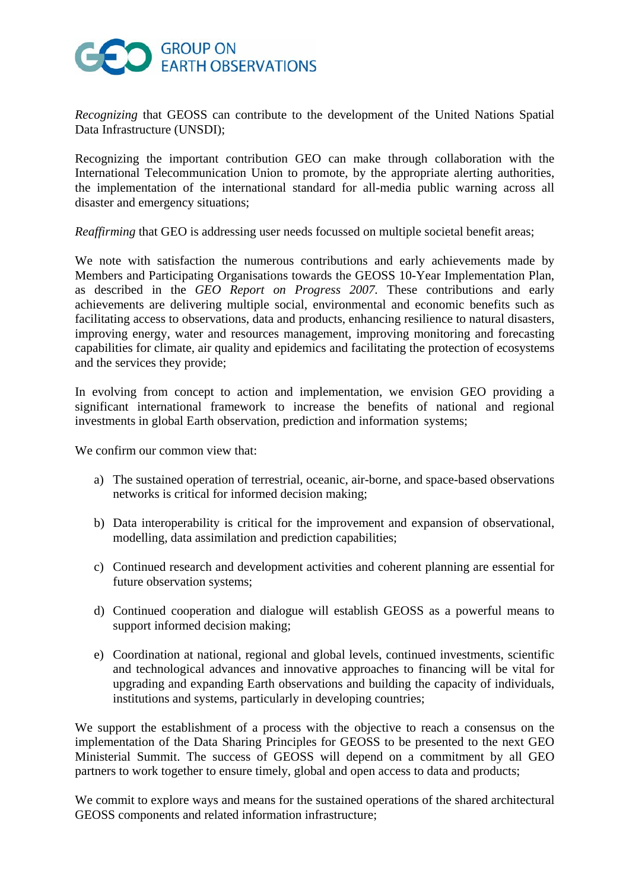*Recognizing* that GEOSS can contribute to the development of the United Nations Spatial Data Infrastructure (UNSDI);

Recognizing the important contribution GEO can make through collaboration with the International Telecommunication Union to promote, by the appropriate alerting authorities, the implementation of the international standard for all-media public warning across all disaster and emergency situations;

*Reaffirming* that GEO is addressing user needs focussed on multiple societal benefit areas;

We note with satisfaction the numerous contributions and early achievements made by Members and Participating Organisations towards the GEOSS 10-Year Implementation Plan, as described in the *GEO Report on Progress 2007*. These contributions and early achievements are delivering multiple social, environmental and economic benefits such as facilitating access to observations, data and products, enhancing resilience to natural disasters, improving energy, water and resources management, improving monitoring and forecasting capabilities for climate, air quality and epidemics and facilitating the protection of ecosystems and the services they provide;

In evolving from concept to action and implementation, we envision GEO providing a significant international framework to increase the benefits of national and regional investments in global Earth observation, prediction and information systems;

We confirm our common view that:

a) The sustained operation of terrestrial, oceanic, air-borne, and space-based observations networks is critical for informed decision making;

b) Data interoperability is critical for the improvement and expansion of observational, modelling, data assimilation and prediction capabilities;

c) Continued research and development activities and coherent planning are essential for future observation systems;

d) Continued cooperation and dialogue will establish GEOSS as a powerful means to support informed decision making;

e) Coordination at national, regional and global levels, continued investments, scientific and technological advances and innovative approaches to financing will be vital for upgrading and expanding Earth observations and building the capacity of individuals, institutions and systems, particularly in developing countries;

We support the establishment of a process with the objective to reach a consensus on the implementation of the Data Sharing Principles for GEOSS to be presented to the next GEO Ministerial Summit. The success of GEOSS will depend on a commitment by all GEO partners to work together to ensure timely, global and open access to data and products;

We commit to explore ways and means for the sustained operations of the shared architectural GEOSS components and related information infrastructure;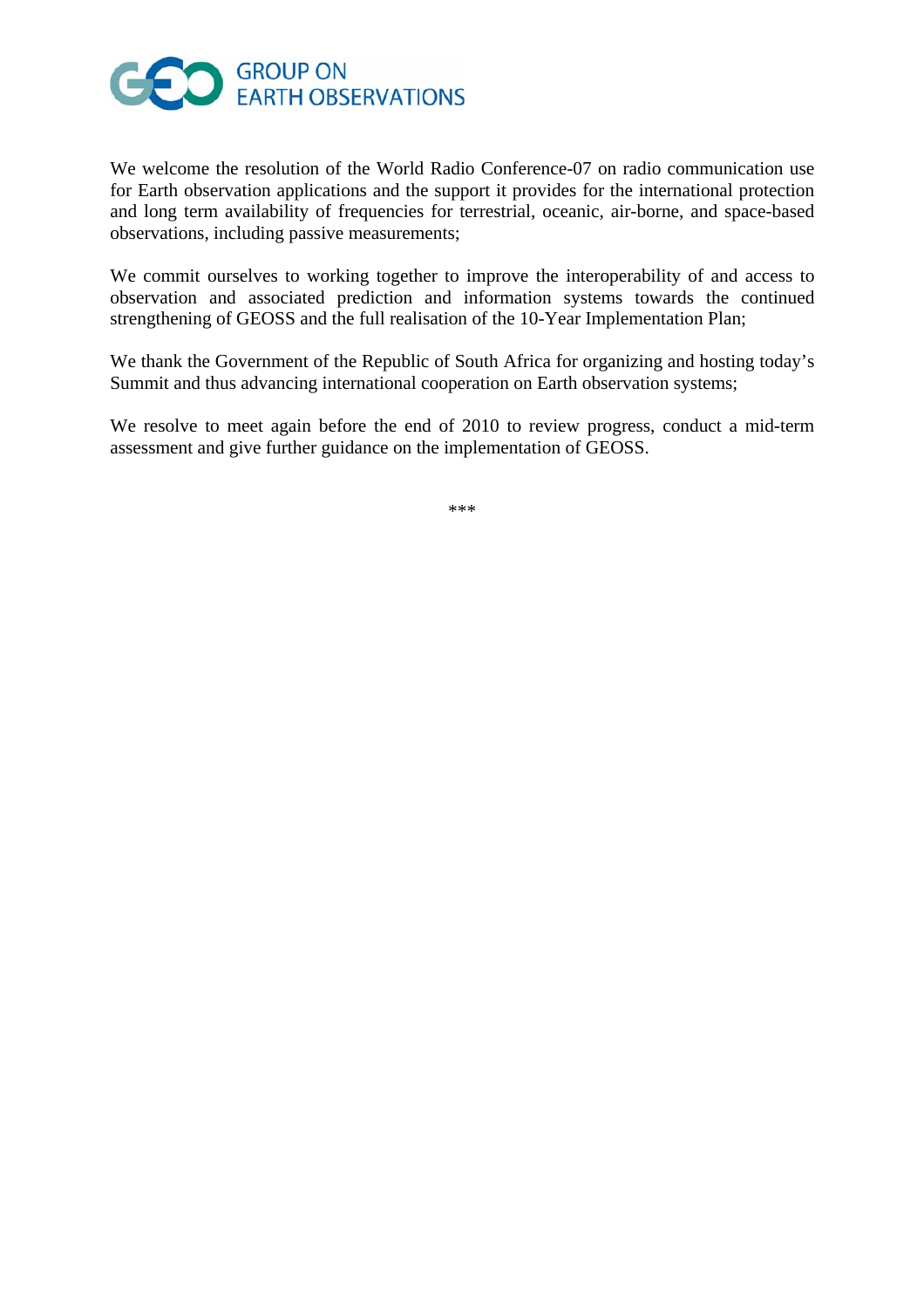We welcome the resolution of the World Radio Conference-07 on radio communication use for Earth observation applications and the support it provides for the international protection and long term availability of frequencies for terrestrial, oceanic, air-borne, and space-based observations, including passive measurements;

We commit ourselves to working together to improve the interoperability of and access to observation and associated prediction and information systems towards the continued strengthening of GEOSS and the full realisation of the 10-Year Implementation Plan;

We thank the Government of the Republic of South Africa for organizing and hosting today's Summit and thus advancing international cooperation on Earth observation systems;

We resolve to meet again before the end of 2010 to review progress, conduct a mid-term assessment and give further guidance on the implementation of GEOSS.

***